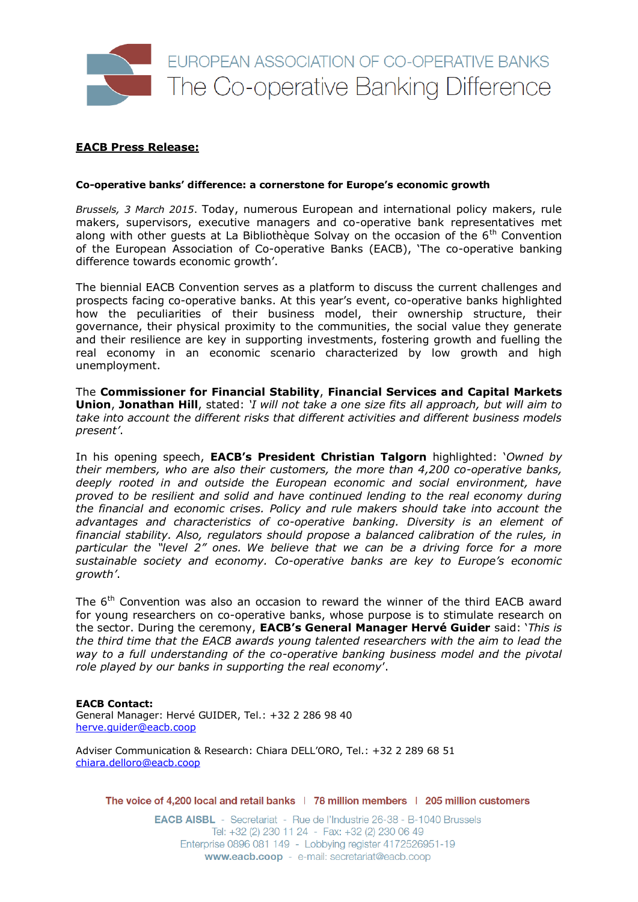EUROPEAN ASSOCIATION OF CO-OPERATIVE BANKS
The Co-operative Banking Difference

**EACB Press Release:**

**Co-operative banks' difference: a cornerstone for Europe's economic growth**

*Brussels, 3 March 2015*. Today, numerous European and international policy makers, rule makers, supervisors, executive managers and co-operative bank representatives met along with other guests at La Bibliothèque Solvay on the occasion of the 6th Convention of the European Association of Co-operative Banks (EACB), 'The co-operative banking difference towards economic growth'.

The biennial EACB Convention serves as a platform to discuss the current challenges and prospects facing co-operative banks. At this year's event, co-operative banks highlighted how the peculiarities of their business model, their ownership structure, their governance, their physical proximity to the communities, the social value they generate and their resilience are key in supporting investments, fostering growth and fuelling the real economy in an economic scenario characterized by low growth and high unemployment.

The **Commissioner for Financial Stability**, **Financial Services and Capital Markets Union**, **Jonathan Hill**, stated: *'I will not take a one size fits all approach, but will aim to take into account the different risks that different activities and different business models present'*.

In his opening speech, **EACB's President Christian Talgorn** highlighted: *'Owned by their members, who are also their customers, the more than 4,200 co-operative banks, deeply rooted in and outside the European economic and social environment, have proved to be resilient and solid and have continued lending to the real economy during the financial and economic crises. Policy and rule makers should take into account the advantages and characteristics of co-operative banking. Diversity is an element of financial stability. Also, regulators should propose a balanced calibration of the rules, in particular the "level 2" ones. We believe that we can be a driving force for a more sustainable society and economy. Co-operative banks are key to Europe's economic growth'*.

The 6th Convention was also an occasion to reward the winner of the third EACB award for young researchers on co-operative banks, whose purpose is to stimulate research on the sector. During the ceremony, **EACB's General Manager Hervé Guider** said: *'This is the third time that the EACB awards young talented researchers with the aim to lead the way to a full understanding of the co-operative banking business model and the pivotal role played by our banks in supporting the real economy'*.

**EACB Contact:**
General Manager: Hervé GUIDER, Tel.: +32 2 286 98 40
herve.guider@eacb.coop

Adviser Communication & Research: Chiara DELL'ORO, Tel.: +32 2 289 68 51
chiara.delloro@eacb.coop

The voice of 4,200 local and retail banks | 78 million members | 205 million customers

EACB AISBL - Secretariat - Rue de l'Industrie 26-38 - B-1040 Brussels
Tel: +32 (2) 230 11 24 - Fax: +32 (2) 230 06 49
Enterprise 0896 081 149 - Lobbying register 4172526951-19
www.eacb.coop - e-mail: secretariat@eacb.coop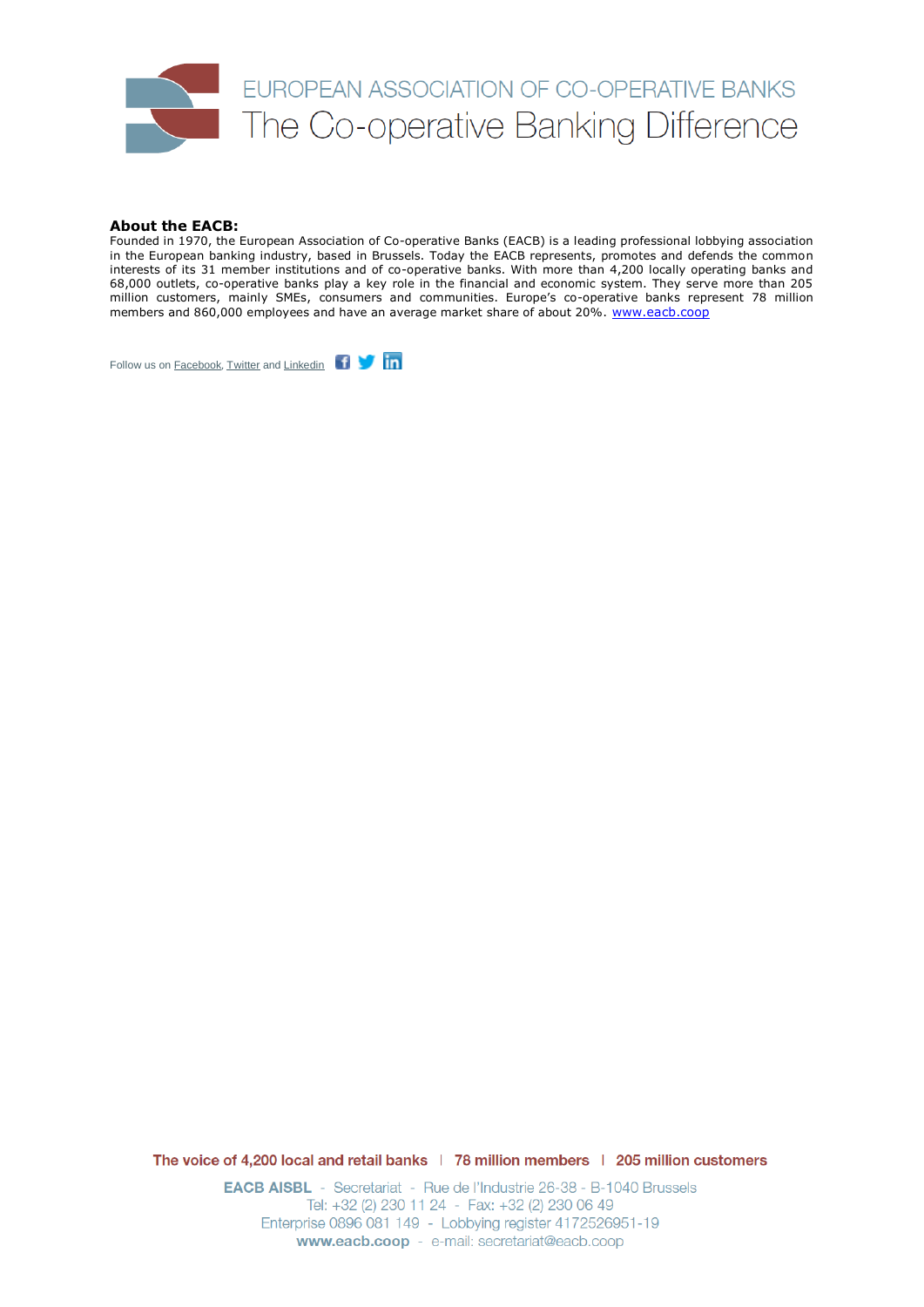**About the EACB:**

Founded in 1970, the European Association of Co-operative Banks (EACB) is a leading professional lobbying association in the European banking industry, based in Brussels. Today the EACB represents, promotes and defends the common interests of its 31 member institutions and of co-operative banks. With more than 4,200 locally operating banks and 68,000 outlets, co-operative banks play a key role in the financial and economic system. They serve more than 205 million customers, mainly SMEs, consumers and communities. Europe's co-operative banks represent 78 million members and 860,000 employees and have an average market share of about 20%. [www.eacb.coop](http://www.eacb.coop)

Follow us on Facebook, Twitter and Linkedin